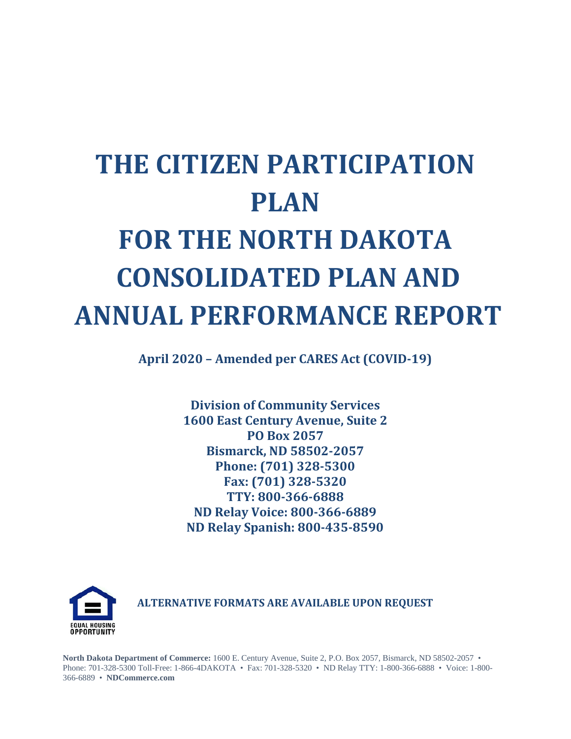# THE CITIZEN PARTICIPATION PLAN FOR THE NORTH DAKOTA CONSOLIDATED PLAN AND ANNUAL PERFORMANCE REPORT

**April 2020 – Amended per CARES Act (COVID-19)**

**Division of Community Services**
**1600 East Century Avenue, Suite 2**
**PO Box 2057**
**Bismarck, ND 58502-2057**
**Phone: (701) 328-5300**
**Fax: (701) 328-5320**
**TTY: 800-366-6888**
**ND Relay Voice: 800-366-6889**
**ND Relay Spanish: 800-435-8590**

EQUAL HOUSING OPPORTUNITY

**ALTERNATIVE FORMATS ARE AVAILABLE UPON REQUEST**

**North Dakota Department of Commerce:** 1600 E. Century Avenue, Suite 2, P.O. Box 2057, Bismarck, ND 58502-2057 • Phone: 701-328-5300 Toll-Free: 1-866-4DAKOTA • Fax: 701-328-5320 • ND Relay TTY: 1-800-366-6888 • Voice: 1-800-366-6889 • **NDCommerce.com**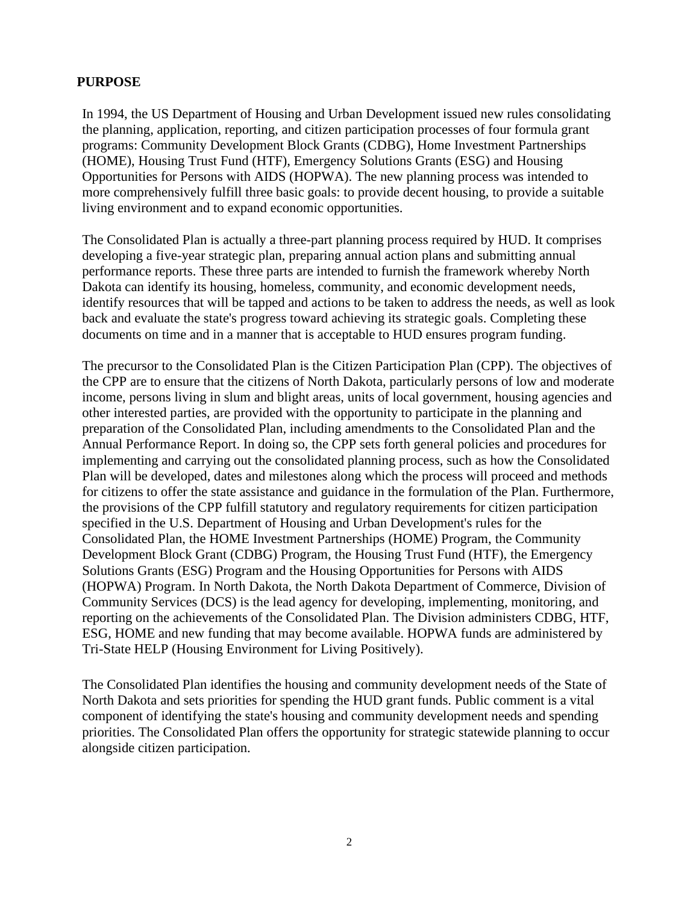## PURPOSE

In 1994, the US Department of Housing and Urban Development issued new rules consolidating the planning, application, reporting, and citizen participation processes of four formula grant programs: Community Development Block Grants (CDBG), Home Investment Partnerships (HOME), Housing Trust Fund (HTF), Emergency Solutions Grants (ESG) and Housing Opportunities for Persons with AIDS (HOPWA). The new planning process was intended to more comprehensively fulfill three basic goals: to provide decent housing, to provide a suitable living environment and to expand economic opportunities.

The Consolidated Plan is actually a three-part planning process required by HUD. It comprises developing a five-year strategic plan, preparing annual action plans and submitting annual performance reports. These three parts are intended to furnish the framework whereby North Dakota can identify its housing, homeless, community, and economic development needs, identify resources that will be tapped and actions to be taken to address the needs, as well as look back and evaluate the state's progress toward achieving its strategic goals. Completing these documents on time and in a manner that is acceptable to HUD ensures program funding.

The precursor to the Consolidated Plan is the Citizen Participation Plan (CPP). The objectives of the CPP are to ensure that the citizens of North Dakota, particularly persons of low and moderate income, persons living in slum and blight areas, units of local government, housing agencies and other interested parties, are provided with the opportunity to participate in the planning and preparation of the Consolidated Plan, including amendments to the Consolidated Plan and the Annual Performance Report. In doing so, the CPP sets forth general policies and procedures for implementing and carrying out the consolidated planning process, such as how the Consolidated Plan will be developed, dates and milestones along which the process will proceed and methods for citizens to offer the state assistance and guidance in the formulation of the Plan. Furthermore, the provisions of the CPP fulfill statutory and regulatory requirements for citizen participation specified in the U.S. Department of Housing and Urban Development's rules for the Consolidated Plan, the HOME Investment Partnerships (HOME) Program, the Community Development Block Grant (CDBG) Program, the Housing Trust Fund (HTF), the Emergency Solutions Grants (ESG) Program and the Housing Opportunities for Persons with AIDS (HOPWA) Program. In North Dakota, the North Dakota Department of Commerce, Division of Community Services (DCS) is the lead agency for developing, implementing, monitoring, and reporting on the achievements of the Consolidated Plan. The Division administers CDBG, HTF, ESG, HOME and new funding that may become available. HOPWA funds are administered by Tri-State HELP (Housing Environment for Living Positively).

The Consolidated Plan identifies the housing and community development needs of the State of North Dakota and sets priorities for spending the HUD grant funds. Public comment is a vital component of identifying the state's housing and community development needs and spending priorities. The Consolidated Plan offers the opportunity for strategic statewide planning to occur alongside citizen participation.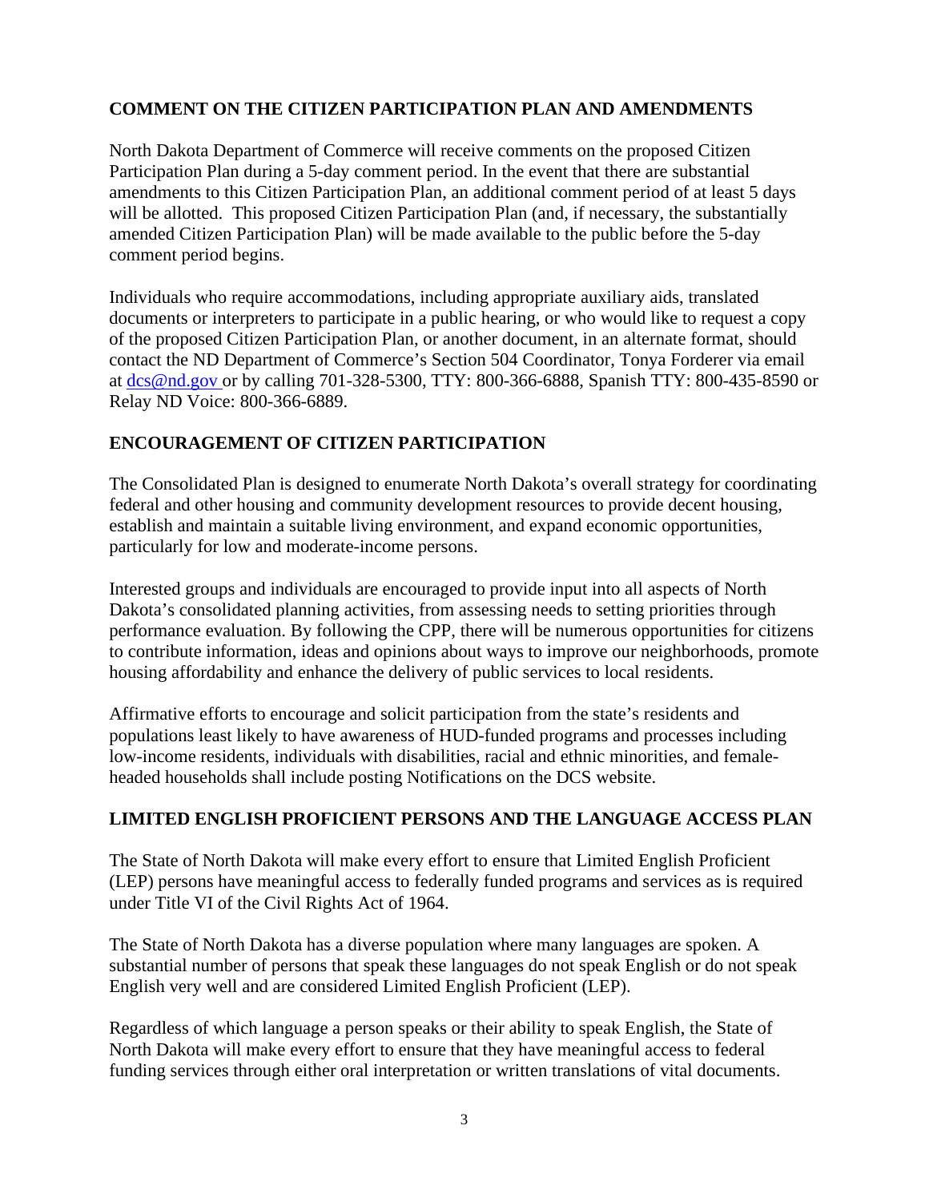## COMMENT ON THE CITIZEN PARTICIPATION PLAN AND AMENDMENTS

North Dakota Department of Commerce will receive comments on the proposed Citizen Participation Plan during a 5-day comment period. In the event that there are substantial amendments to this Citizen Participation Plan, an additional comment period of at least 5 days will be allotted. This proposed Citizen Participation Plan (and, if necessary, the substantially amended Citizen Participation Plan) will be made available to the public before the 5-day comment period begins.

Individuals who require accommodations, including appropriate auxiliary aids, translated documents or interpreters to participate in a public hearing, or who would like to request a copy of the proposed Citizen Participation Plan, or another document, in an alternate format, should contact the ND Department of Commerce's Section 504 Coordinator, Tonya Forderer via email at [dcs@nd.gov](mailto:dcs@nd.gov) or by calling 701-328-5300, TTY: 800-366-6888, Spanish TTY: 800-435-8590 or Relay ND Voice: 800-366-6889.

## ENCOURAGEMENT OF CITIZEN PARTICIPATION

The Consolidated Plan is designed to enumerate North Dakota's overall strategy for coordinating federal and other housing and community development resources to provide decent housing, establish and maintain a suitable living environment, and expand economic opportunities, particularly for low and moderate-income persons.

Interested groups and individuals are encouraged to provide input into all aspects of North Dakota's consolidated planning activities, from assessing needs to setting priorities through performance evaluation. By following the CPP, there will be numerous opportunities for citizens to contribute information, ideas and opinions about ways to improve our neighborhoods, promote housing affordability and enhance the delivery of public services to local residents.

Affirmative efforts to encourage and solicit participation from the state's residents and populations least likely to have awareness of HUD-funded programs and processes including low-income residents, individuals with disabilities, racial and ethnic minorities, and female-headed households shall include posting Notifications on the DCS website.

## LIMITED ENGLISH PROFICIENT PERSONS AND THE LANGUAGE ACCESS PLAN

The State of North Dakota will make every effort to ensure that Limited English Proficient (LEP) persons have meaningful access to federally funded programs and services as is required under Title VI of the Civil Rights Act of 1964.

The State of North Dakota has a diverse population where many languages are spoken. A substantial number of persons that speak these languages do not speak English or do not speak English very well and are considered Limited English Proficient (LEP).

Regardless of which language a person speaks or their ability to speak English, the State of North Dakota will make every effort to ensure that they have meaningful access to federal funding services through either oral interpretation or written translations of vital documents.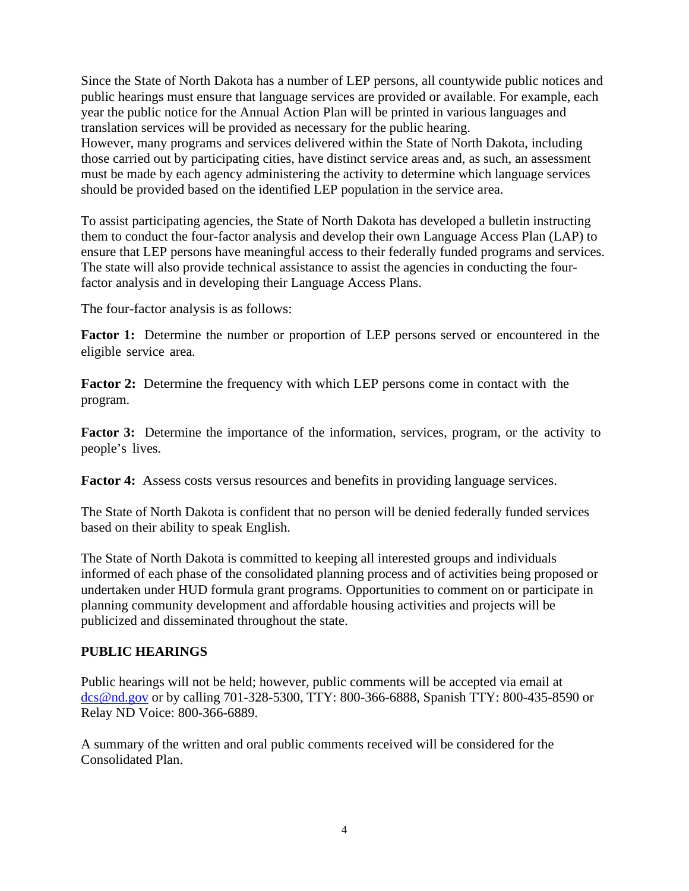Since the State of North Dakota has a number of LEP persons, all countywide public notices and public hearings must ensure that language services are provided or available. For example, each year the public notice for the Annual Action Plan will be printed in various languages and translation services will be provided as necessary for the public hearing.
However, many programs and services delivered within the State of North Dakota, including those carried out by participating cities, have distinct service areas and, as such, an assessment must be made by each agency administering the activity to determine which language services should be provided based on the identified LEP population in the service area.

To assist participating agencies, the State of North Dakota has developed a bulletin instructing them to conduct the four-factor analysis and develop their own Language Access Plan (LAP) to ensure that LEP persons have meaningful access to their federally funded programs and services. The state will also provide technical assistance to assist the agencies in conducting the four-factor analysis and in developing their Language Access Plans.

The four-factor analysis is as follows:

**Factor 1:** Determine the number or proportion of LEP persons served or encountered in the eligible service area.

**Factor 2:** Determine the frequency with which LEP persons come in contact with the program.

**Factor 3:** Determine the importance of the information, services, program, or the activity to people's lives.

**Factor 4:** Assess costs versus resources and benefits in providing language services.

The State of North Dakota is confident that no person will be denied federally funded services based on their ability to speak English.

The State of North Dakota is committed to keeping all interested groups and individuals informed of each phase of the consolidated planning process and of activities being proposed or undertaken under HUD formula grant programs. Opportunities to comment on or participate in planning community development and affordable housing activities and projects will be publicized and disseminated throughout the state.

## PUBLIC HEARINGS

Public hearings will not be held; however, public comments will be accepted via email at dcs@nd.gov or by calling 701-328-5300, TTY: 800-366-6888, Spanish TTY: 800-435-8590 or Relay ND Voice: 800-366-6889.

A summary of the written and oral public comments received will be considered for the Consolidated Plan.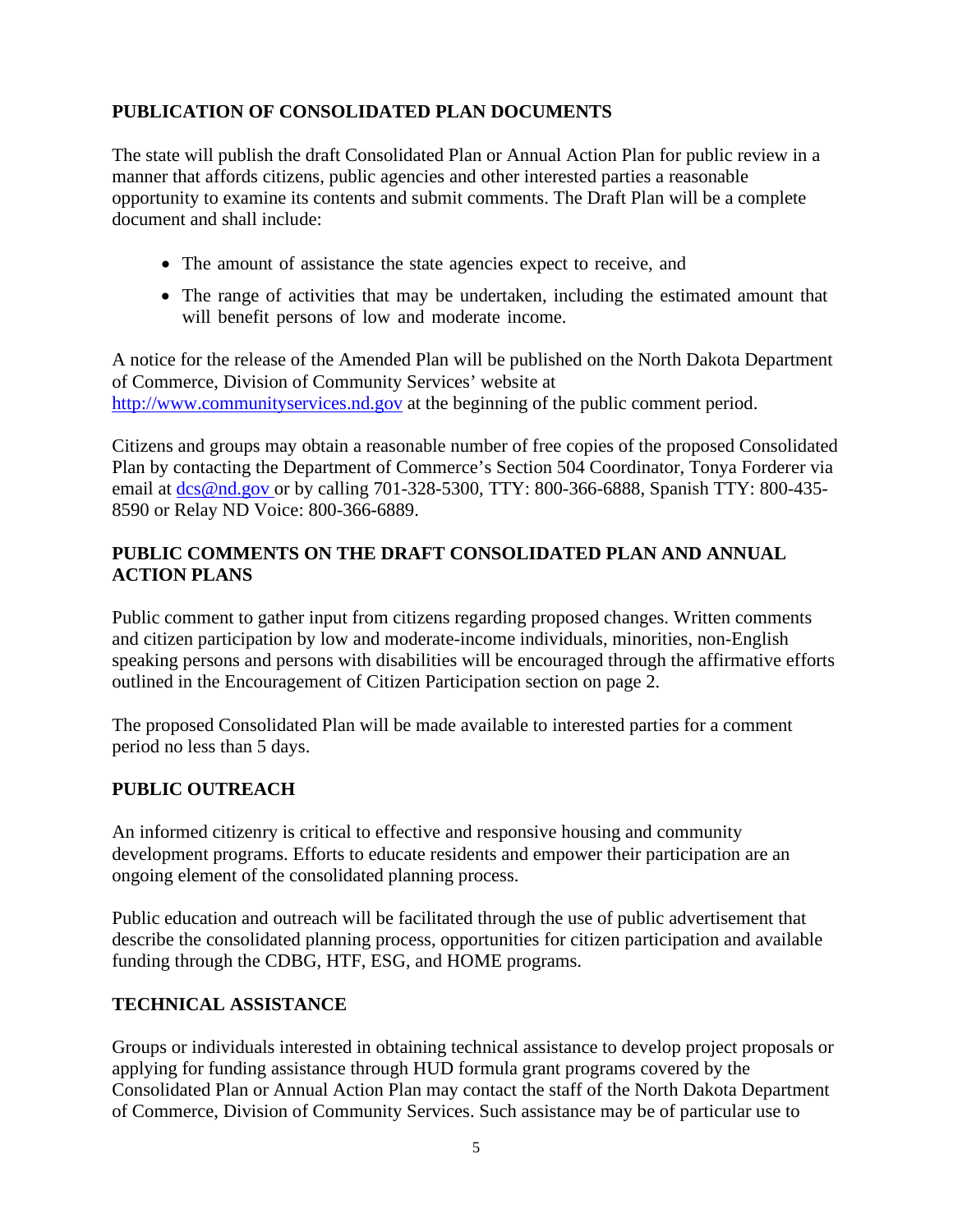## PUBLICATION OF CONSOLIDATED PLAN DOCUMENTS

The state will publish the draft Consolidated Plan or Annual Action Plan for public review in a manner that affords citizens, public agencies and other interested parties a reasonable opportunity to examine its contents and submit comments. The Draft Plan will be a complete document and shall include:

- The amount of assistance the state agencies expect to receive, and
- The range of activities that may be undertaken, including the estimated amount that will benefit persons of low and moderate income.

A notice for the release of the Amended Plan will be published on the North Dakota Department of Commerce, Division of Community Services' website at [http://www.communityservices.nd.gov](http://www.communityservices.nd.gov) at the beginning of the public comment period.

Citizens and groups may obtain a reasonable number of free copies of the proposed Consolidated Plan by contacting the Department of Commerce's Section 504 Coordinator, Tonya Forderer via email at [dcs@nd.gov](mailto:dcs@nd.gov) or by calling 701-328-5300, TTY: 800-366-6888, Spanish TTY: 800-435-8590 or Relay ND Voice: 800-366-6889.

## PUBLIC COMMENTS ON THE DRAFT CONSOLIDATED PLAN AND ANNUAL ACTION PLANS

Public comment to gather input from citizens regarding proposed changes. Written comments and citizen participation by low and moderate-income individuals, minorities, non-English speaking persons and persons with disabilities will be encouraged through the affirmative efforts outlined in the Encouragement of Citizen Participation section on page 2.

The proposed Consolidated Plan will be made available to interested parties for a comment period no less than 5 days.

## PUBLIC OUTREACH

An informed citizenry is critical to effective and responsive housing and community development programs. Efforts to educate residents and empower their participation are an ongoing element of the consolidated planning process.

Public education and outreach will be facilitated through the use of public advertisement that describe the consolidated planning process, opportunities for citizen participation and available funding through the CDBG, HTF, ESG, and HOME programs.

## TECHNICAL ASSISTANCE

Groups or individuals interested in obtaining technical assistance to develop project proposals or applying for funding assistance through HUD formula grant programs covered by the Consolidated Plan or Annual Action Plan may contact the staff of the North Dakota Department of Commerce, Division of Community Services. Such assistance may be of particular use to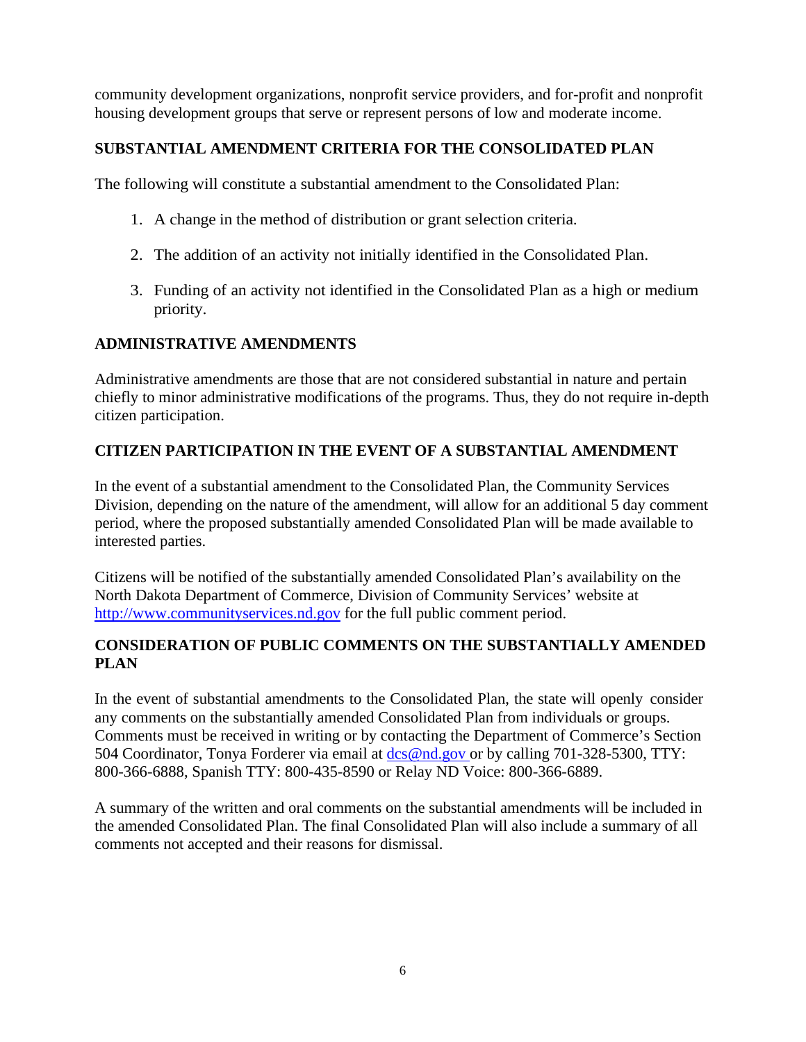community development organizations, nonprofit service providers, and for-profit and nonprofit housing development groups that serve or represent persons of low and moderate income.

## SUBSTANTIAL AMENDMENT CRITERIA FOR THE CONSOLIDATED PLAN

The following will constitute a substantial amendment to the Consolidated Plan:

1. A change in the method of distribution or grant selection criteria.
2. The addition of an activity not initially identified in the Consolidated Plan.
3. Funding of an activity not identified in the Consolidated Plan as a high or medium priority.

## ADMINISTRATIVE AMENDMENTS

Administrative amendments are those that are not considered substantial in nature and pertain chiefly to minor administrative modifications of the programs. Thus, they do not require in-depth citizen participation.

## CITIZEN PARTICIPATION IN THE EVENT OF A SUBSTANTIAL AMENDMENT

In the event of a substantial amendment to the Consolidated Plan, the Community Services Division, depending on the nature of the amendment, will allow for an additional 5 day comment period, where the proposed substantially amended Consolidated Plan will be made available to interested parties.

Citizens will be notified of the substantially amended Consolidated Plan's availability on the North Dakota Department of Commerce, Division of Community Services' website at [http://www.communityservices.nd.gov](http://www.communityservices.nd.gov) for the full public comment period.

## CONSIDERATION OF PUBLIC COMMENTS ON THE SUBSTANTIALLY AMENDED PLAN

In the event of substantial amendments to the Consolidated Plan, the state will openly consider any comments on the substantially amended Consolidated Plan from individuals or groups. Comments must be received in writing or by contacting the Department of Commerce's Section 504 Coordinator, Tonya Forderer via email at [dcs@nd.gov](mailto:dcs@nd.gov) or by calling 701-328-5300, TTY: 800-366-6888, Spanish TTY: 800-435-8590 or Relay ND Voice: 800-366-6889.

A summary of the written and oral comments on the substantial amendments will be included in the amended Consolidated Plan. The final Consolidated Plan will also include a summary of all comments not accepted and their reasons for dismissal.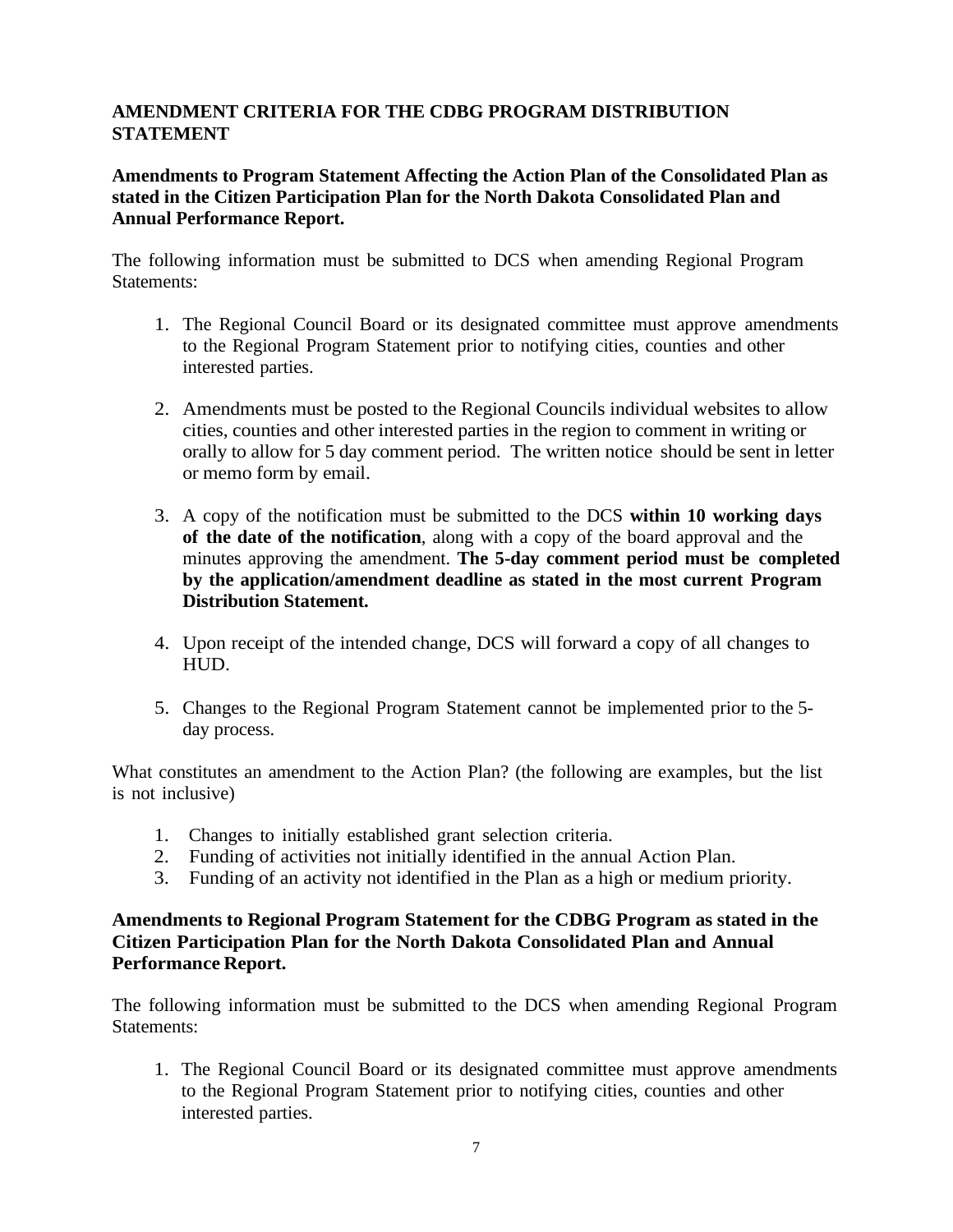## AMENDMENT CRITERIA FOR THE CDBG PROGRAM DISTRIBUTION STATEMENT

### Amendments to Program Statement Affecting the Action Plan of the Consolidated Plan as stated in the Citizen Participation Plan for the North Dakota Consolidated Plan and Annual Performance Report.

The following information must be submitted to DCS when amending Regional Program Statements:

1. The Regional Council Board or its designated committee must approve amendments to the Regional Program Statement prior to notifying cities, counties and other interested parties.

2. Amendments must be posted to the Regional Councils individual websites to allow cities, counties and other interested parties in the region to comment in writing or orally to allow for 5 day comment period. The written notice should be sent in letter or memo form by email.

3. A copy of the notification must be submitted to the DCS **within 10 working days of the date of the notification**, along with a copy of the board approval and the minutes approving the amendment. **The 5-day comment period must be completed by the application/amendment deadline as stated in the most current Program Distribution Statement.**

4. Upon receipt of the intended change, DCS will forward a copy of all changes to HUD.

5. Changes to the Regional Program Statement cannot be implemented prior to the 5-day process.

What constitutes an amendment to the Action Plan? (the following are examples, but the list is not inclusive)

1. Changes to initially established grant selection criteria.
2. Funding of activities not initially identified in the annual Action Plan.
3. Funding of an activity not identified in the Plan as a high or medium priority.

### Amendments to Regional Program Statement for the CDBG Program as stated in the Citizen Participation Plan for the North Dakota Consolidated Plan and Annual Performance Report.

The following information must be submitted to the DCS when amending Regional Program Statements:

1. The Regional Council Board or its designated committee must approve amendments to the Regional Program Statement prior to notifying cities, counties and other interested parties.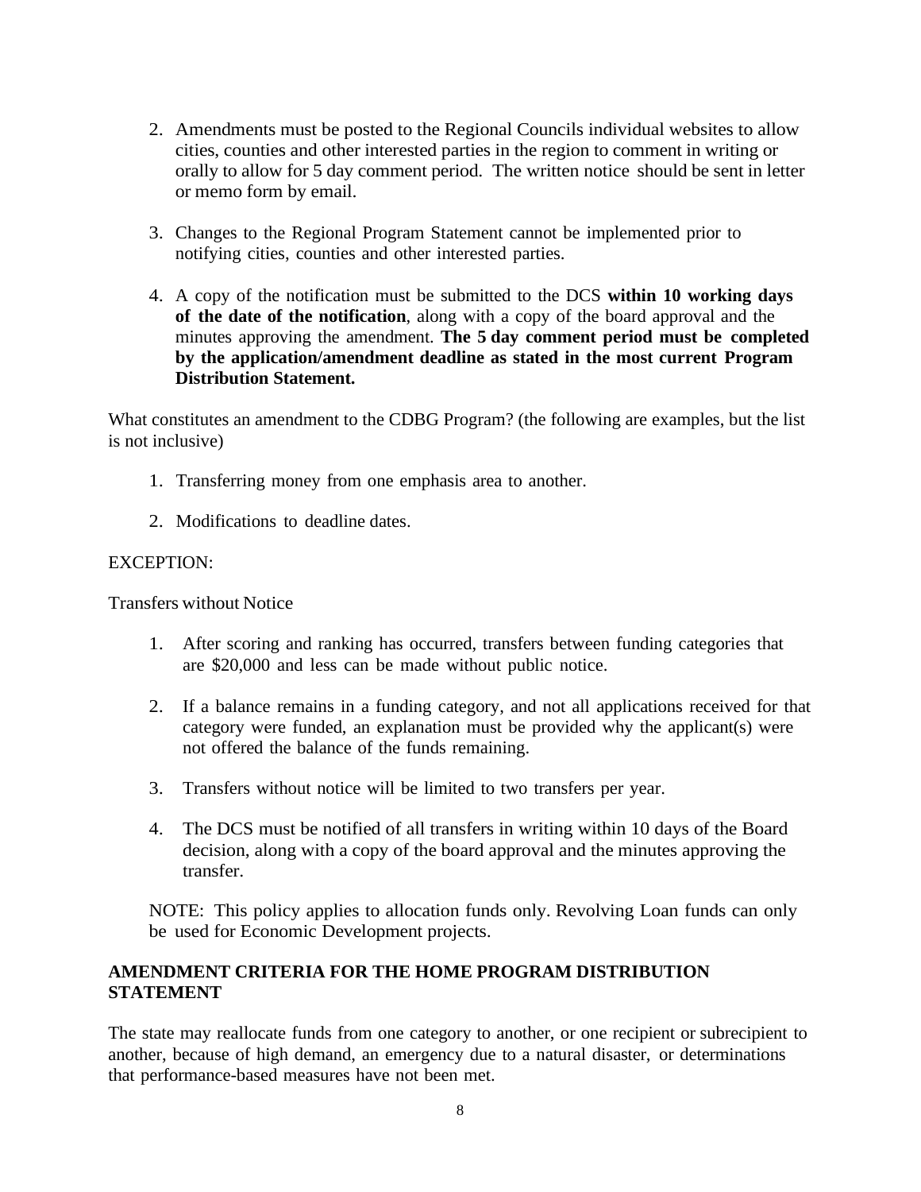2. Amendments must be posted to the Regional Councils individual websites to allow cities, counties and other interested parties in the region to comment in writing or orally to allow for 5 day comment period. The written notice should be sent in letter or memo form by email.

3. Changes to the Regional Program Statement cannot be implemented prior to notifying cities, counties and other interested parties.

4. A copy of the notification must be submitted to the DCS **within 10 working days of the date of the notification**, along with a copy of the board approval and the minutes approving the amendment. **The 5 day comment period must be completed by the application/amendment deadline as stated in the most current Program Distribution Statement.**

What constitutes an amendment to the CDBG Program? (the following are examples, but the list is not inclusive)

1. Transferring money from one emphasis area to another.

2. Modifications to deadline dates.

EXCEPTION:

Transfers without Notice

1. After scoring and ranking has occurred, transfers between funding categories that are $20,000 and less can be made without public notice.

2. If a balance remains in a funding category, and not all applications received for that category were funded, an explanation must be provided why the applicant(s) were not offered the balance of the funds remaining.

3. Transfers without notice will be limited to two transfers per year.

4. The DCS must be notified of all transfers in writing within 10 days of the Board decision, along with a copy of the board approval and the minutes approving the transfer.

NOTE: This policy applies to allocation funds only. Revolving Loan funds can only be used for Economic Development projects.

**AMENDMENT CRITERIA FOR THE HOME PROGRAM DISTRIBUTION STATEMENT**

The state may reallocate funds from one category to another, or one recipient or subrecipient to another, because of high demand, an emergency due to a natural disaster, or determinations that performance-based measures have not been met.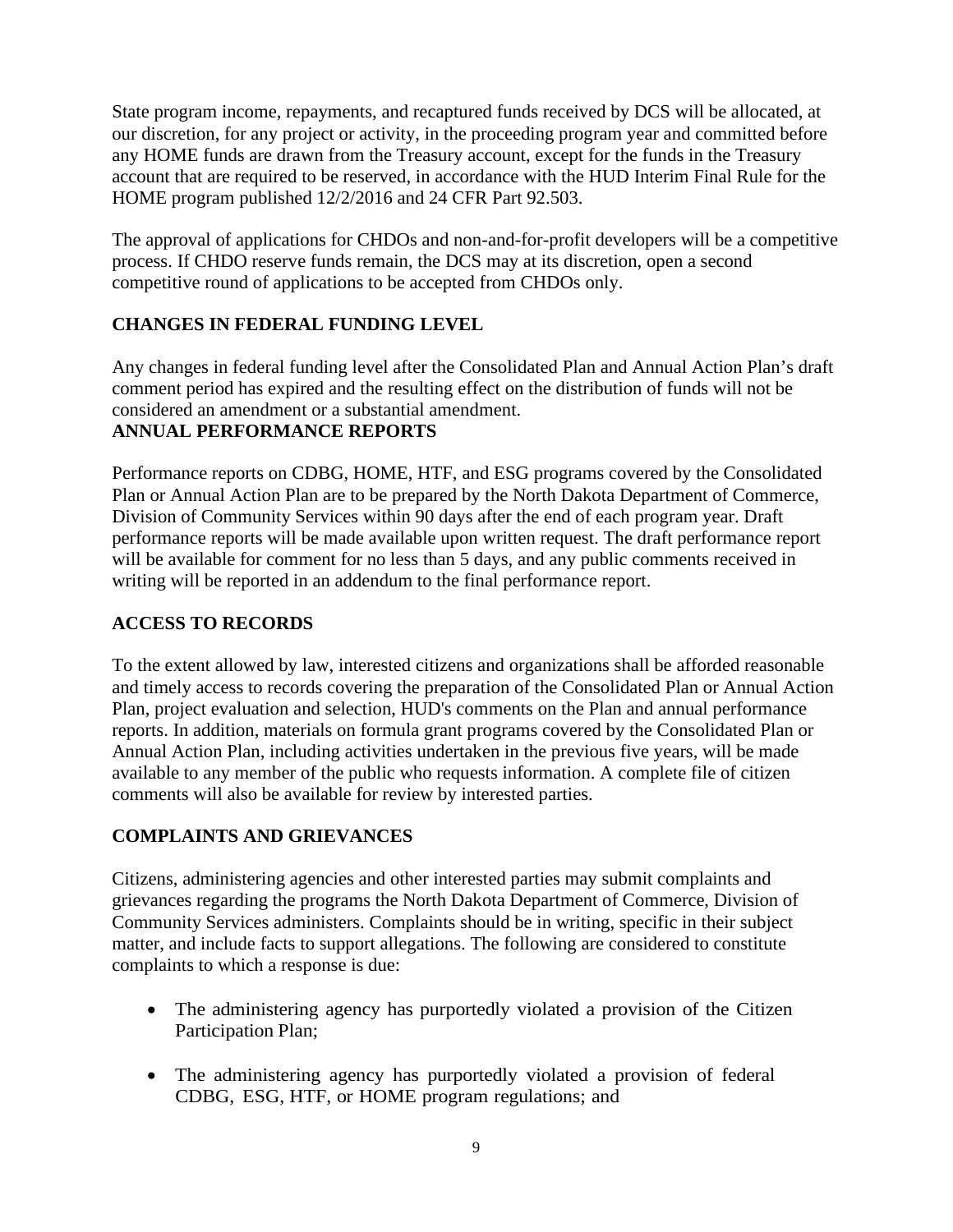State program income, repayments, and recaptured funds received by DCS will be allocated, at our discretion, for any project or activity, in the proceeding program year and committed before any HOME funds are drawn from the Treasury account, except for the funds in the Treasury account that are required to be reserved, in accordance with the HUD Interim Final Rule for the HOME program published 12/2/2016 and 24 CFR Part 92.503.

The approval of applications for CHDOs and non-and-for-profit developers will be a competitive process. If CHDO reserve funds remain, the DCS may at its discretion, open a second competitive round of applications to be accepted from CHDOs only.

## CHANGES IN FEDERAL FUNDING LEVEL

Any changes in federal funding level after the Consolidated Plan and Annual Action Plan's draft comment period has expired and the resulting effect on the distribution of funds will not be considered an amendment or a substantial amendment.

## ANNUAL PERFORMANCE REPORTS

Performance reports on CDBG, HOME, HTF, and ESG programs covered by the Consolidated Plan or Annual Action Plan are to be prepared by the North Dakota Department of Commerce, Division of Community Services within 90 days after the end of each program year. Draft performance reports will be made available upon written request. The draft performance report will be available for comment for no less than 5 days, and any public comments received in writing will be reported in an addendum to the final performance report.

## ACCESS TO RECORDS

To the extent allowed by law, interested citizens and organizations shall be afforded reasonable and timely access to records covering the preparation of the Consolidated Plan or Annual Action Plan, project evaluation and selection, HUD's comments on the Plan and annual performance reports. In addition, materials on formula grant programs covered by the Consolidated Plan or Annual Action Plan, including activities undertaken in the previous five years, will be made available to any member of the public who requests information. A complete file of citizen comments will also be available for review by interested parties.

## COMPLAINTS AND GRIEVANCES

Citizens, administering agencies and other interested parties may submit complaints and grievances regarding the programs the North Dakota Department of Commerce, Division of Community Services administers. Complaints should be in writing, specific in their subject matter, and include facts to support allegations. The following are considered to constitute complaints to which a response is due:

- The administering agency has purportedly violated a provision of the Citizen Participation Plan;
- The administering agency has purportedly violated a provision of federal CDBG, ESG, HTF, or HOME program regulations; and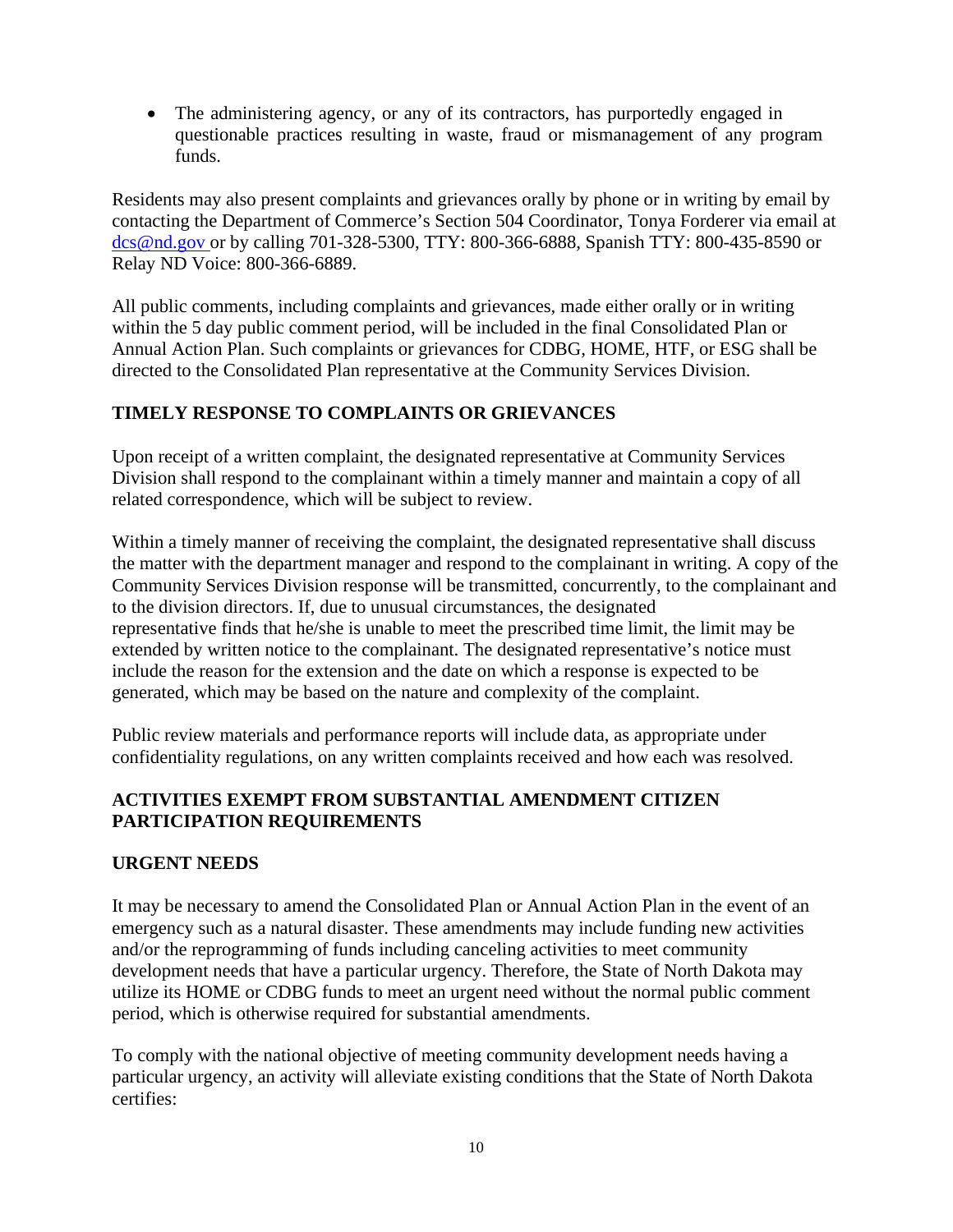- The administering agency, or any of its contractors, has purportedly engaged in questionable practices resulting in waste, fraud or mismanagement of any program funds.

Residents may also present complaints and grievances orally by phone or in writing by email by contacting the Department of Commerce's Section 504 Coordinator, Tonya Forderer via email at dcs@nd.gov or by calling 701-328-5300, TTY: 800-366-6888, Spanish TTY: 800-435-8590 or Relay ND Voice: 800-366-6889.

All public comments, including complaints and grievances, made either orally or in writing within the 5 day public comment period, will be included in the final Consolidated Plan or Annual Action Plan. Such complaints or grievances for CDBG, HOME, HTF, or ESG shall be directed to the Consolidated Plan representative at the Community Services Division.

## TIMELY RESPONSE TO COMPLAINTS OR GRIEVANCES

Upon receipt of a written complaint, the designated representative at Community Services Division shall respond to the complainant within a timely manner and maintain a copy of all related correspondence, which will be subject to review.

Within a timely manner of receiving the complaint, the designated representative shall discuss the matter with the department manager and respond to the complainant in writing. A copy of the Community Services Division response will be transmitted, concurrently, to the complainant and to the division directors. If, due to unusual circumstances, the designated representative finds that he/she is unable to meet the prescribed time limit, the limit may be extended by written notice to the complainant. The designated representative's notice must include the reason for the extension and the date on which a response is expected to be generated, which may be based on the nature and complexity of the complaint.

Public review materials and performance reports will include data, as appropriate under confidentiality regulations, on any written complaints received and how each was resolved.

## ACTIVITIES EXEMPT FROM SUBSTANTIAL AMENDMENT CITIZEN PARTICIPATION REQUIREMENTS

## URGENT NEEDS

It may be necessary to amend the Consolidated Plan or Annual Action Plan in the event of an emergency such as a natural disaster. These amendments may include funding new activities and/or the reprogramming of funds including canceling activities to meet community development needs that have a particular urgency. Therefore, the State of North Dakota may utilize its HOME or CDBG funds to meet an urgent need without the normal public comment period, which is otherwise required for substantial amendments.

To comply with the national objective of meeting community development needs having a particular urgency, an activity will alleviate existing conditions that the State of North Dakota certifies: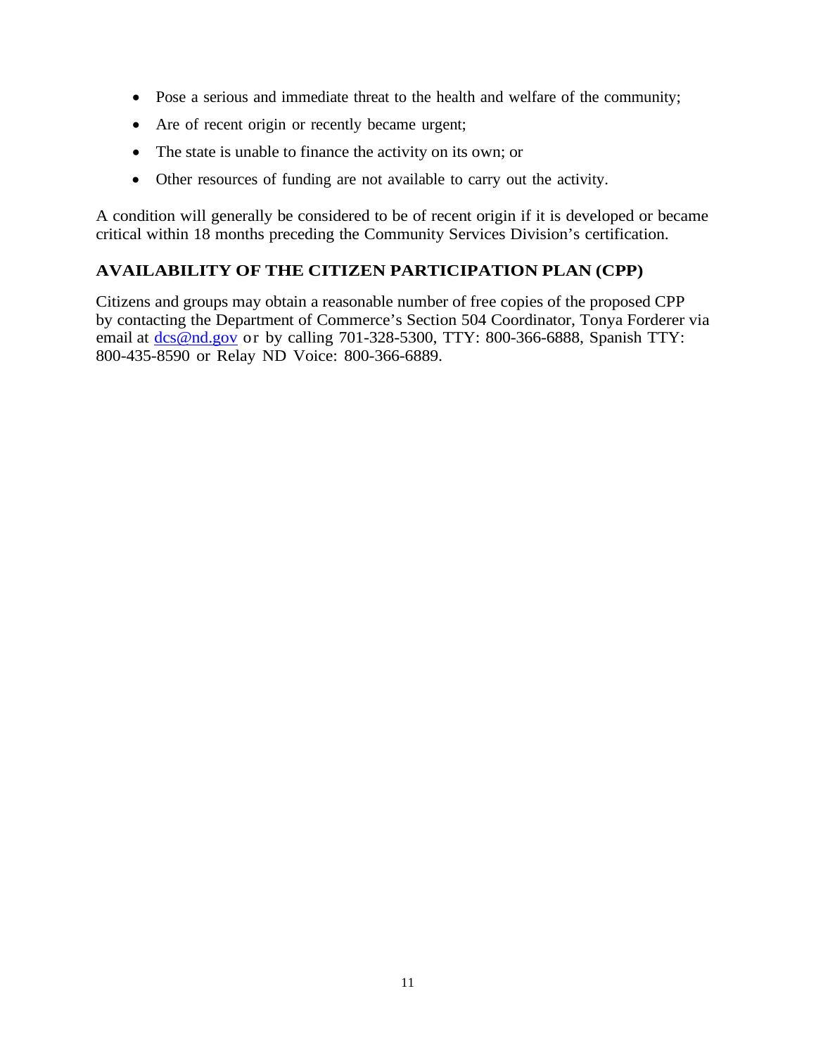- Pose a serious and immediate threat to the health and welfare of the community;
- Are of recent origin or recently became urgent;
- The state is unable to finance the activity on its own; or
- Other resources of funding are not available to carry out the activity.

A condition will generally be considered to be of recent origin if it is developed or became critical within 18 months preceding the Community Services Division's certification.

## AVAILABILITY OF THE CITIZEN PARTICIPATION PLAN (CPP)

Citizens and groups may obtain a reasonable number of free copies of the proposed CPP by contacting the Department of Commerce's Section 504 Coordinator, Tonya Forderer via email at dcs@nd.gov or by calling 701-328-5300, TTY: 800-366-6888, Spanish TTY: 800-435-8590 or Relay ND Voice: 800-366-6889.